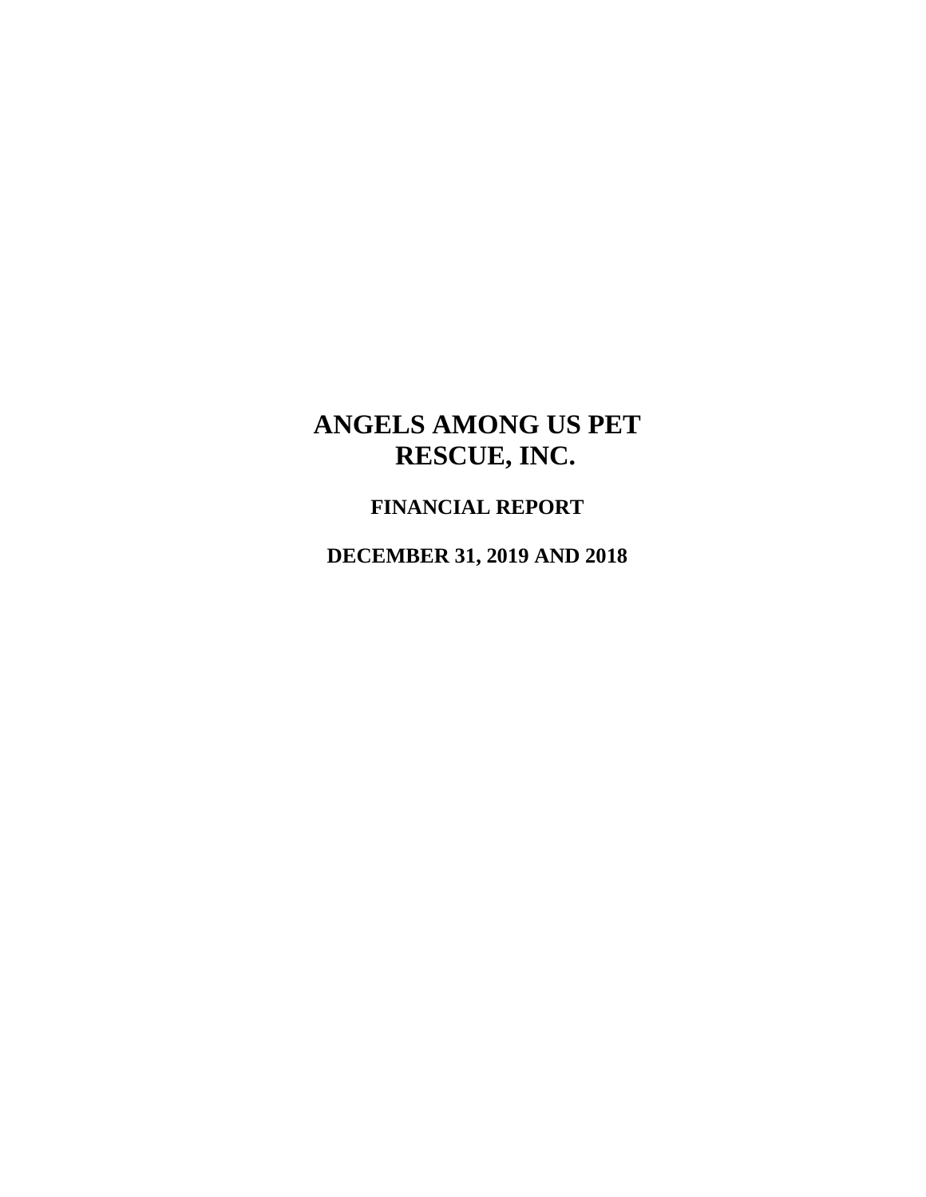# ANGELS AMONG US PET RESCUE, INC.

## FINANCIAL REPORT

## DECEMBER 31, 2019 AND 2018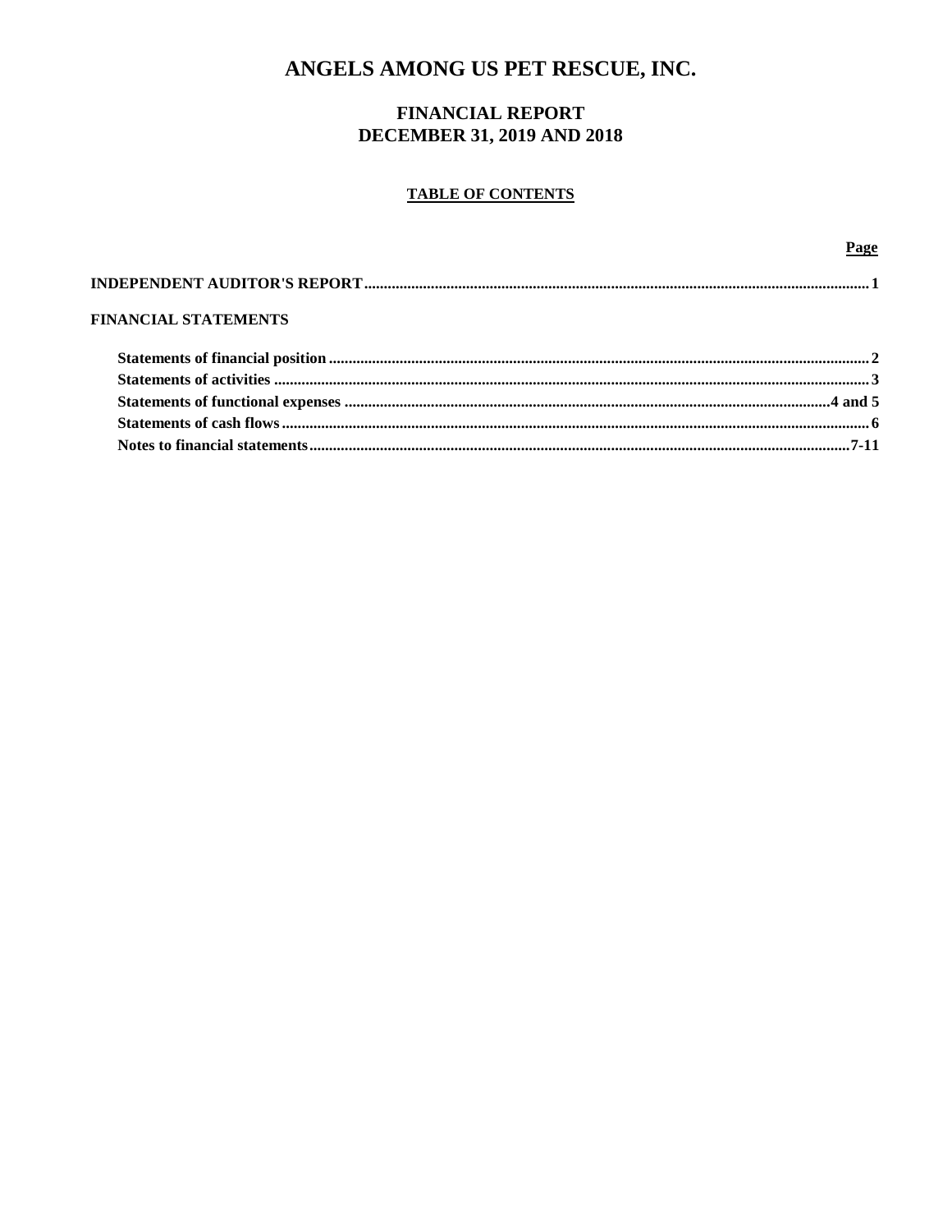# ANGELS AMONG US PET RESCUE, INC.

## FINANCIAL REPORT
## DECEMBER 31, 2019 AND 2018

### TABLE OF CONTENTS

| | Page |
|---|---|
| **INDEPENDENT AUDITOR'S REPORT** | 1 |
| **FINANCIAL STATEMENTS** | |
| Statements of financial position | 2 |
| Statements of activities | 3 |
| Statements of functional expenses | 4 and 5 |
| Statements of cash flows | 6 |
| Notes to financial statements | 7-11 |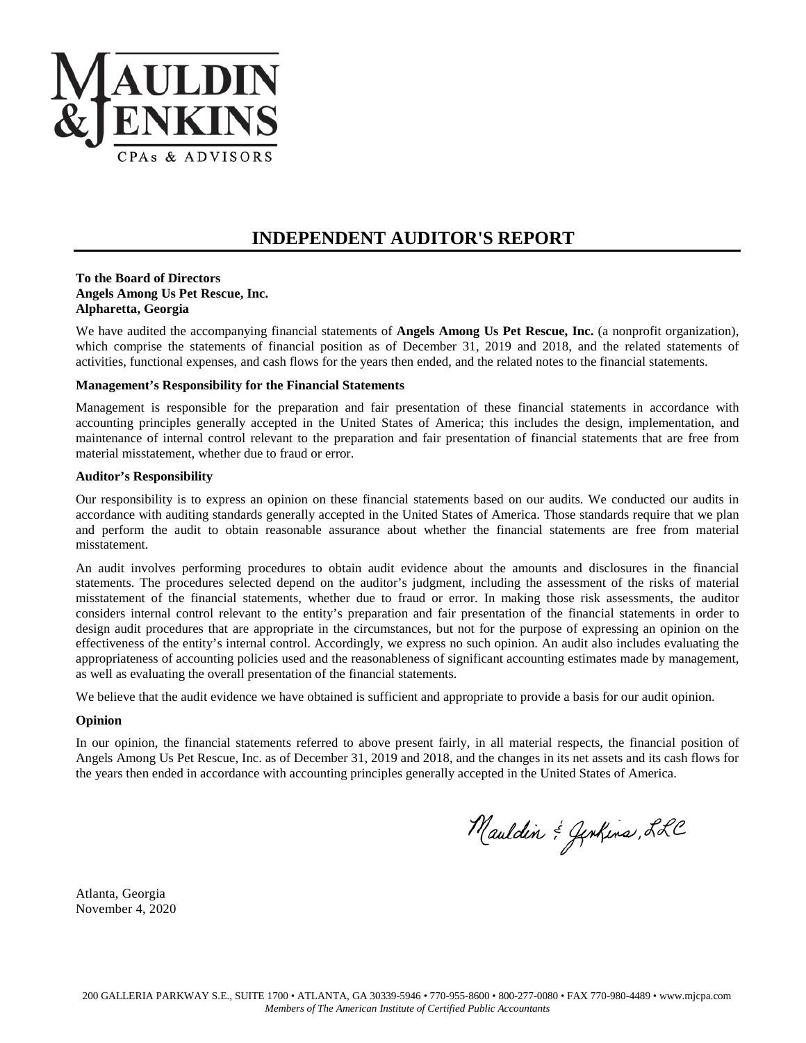MAULDIN & JENKINS

CPAs & ADVISORS

# INDEPENDENT AUDITOR'S REPORT

**To the Board of Directors**
**Angels Among Us Pet Rescue, Inc.**
**Alpharetta, Georgia**

We have audited the accompanying financial statements of **Angels Among Us Pet Rescue, Inc.** (a nonprofit organization), which comprise the statements of financial position as of December 31, 2019 and 2018, and the related statements of activities, functional expenses, and cash flows for the years then ended, and the related notes to the financial statements.

**Management's Responsibility for the Financial Statements**

Management is responsible for the preparation and fair presentation of these financial statements in accordance with accounting principles generally accepted in the United States of America; this includes the design, implementation, and maintenance of internal control relevant to the preparation and fair presentation of financial statements that are free from material misstatement, whether due to fraud or error.

**Auditor's Responsibility**

Our responsibility is to express an opinion on these financial statements based on our audits. We conducted our audits in accordance with auditing standards generally accepted in the United States of America. Those standards require that we plan and perform the audit to obtain reasonable assurance about whether the financial statements are free from material misstatement.

An audit involves performing procedures to obtain audit evidence about the amounts and disclosures in the financial statements. The procedures selected depend on the auditor's judgment, including the assessment of the risks of material misstatement of the financial statements, whether due to fraud or error. In making those risk assessments, the auditor considers internal control relevant to the entity's preparation and fair presentation of the financial statements in order to design audit procedures that are appropriate in the circumstances, but not for the purpose of expressing an opinion on the effectiveness of the entity's internal control. Accordingly, we express no such opinion. An audit also includes evaluating the appropriateness of accounting policies used and the reasonableness of significant accounting estimates made by management, as well as evaluating the overall presentation of the financial statements.

We believe that the audit evidence we have obtained is sufficient and appropriate to provide a basis for our audit opinion.

**Opinion**

In our opinion, the financial statements referred to above present fairly, in all material respects, the financial position of Angels Among Us Pet Rescue, Inc. as of December 31, 2019 and 2018, and the changes in its net assets and its cash flows for the years then ended in accordance with accounting principles generally accepted in the United States of America.

Mauldin & Jenkins, LLC

Atlanta, Georgia
November 4, 2020

200 GALLERIA PARKWAY S.E., SUITE 1700 • ATLANTA, GA 30339-5946 • 770-955-8600 • 800-277-0080 • FAX 770-980-4489 • www.mjcpa.com
*Members of The American Institute of Certified Public Accountants*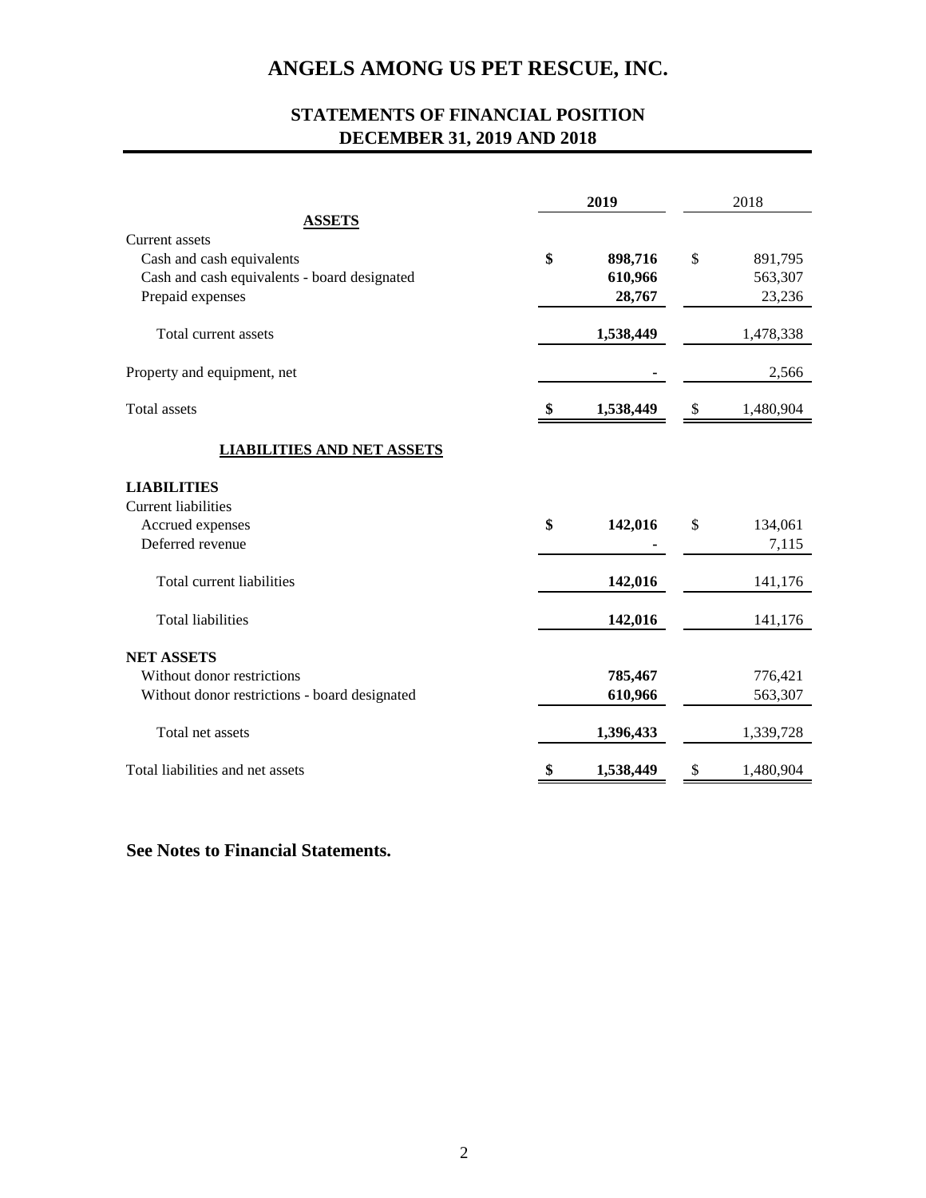# ANGELS AMONG US PET RESCUE, INC.

## STATEMENTS OF FINANCIAL POSITION
## DECEMBER 31, 2019 AND 2018

| | 2019 | 2018 |
|---|---|---|
| **ASSETS** | | |
| Current assets | | |
| Cash and cash equivalents | **$ 898,716** | $ 891,795 |
| Cash and cash equivalents - board designated | **610,966** | 563,307 |
| Prepaid expenses | **28,767** | 23,236 |
| Total current assets | **1,538,449** | 1,478,338 |
| Property and equipment, net | **-** | 2,566 |
| Total assets | **$ 1,538,449** | $ 1,480,904 |
| **LIABILITIES AND NET ASSETS** | | |
| **LIABILITIES** | | |
| Current liabilities | | |
| Accrued expenses | **$ 142,016** | $ 134,061 |
| Deferred revenue | **-** | 7,115 |
| Total current liabilities | **142,016** | 141,176 |
| Total liabilities | **142,016** | 141,176 |
| **NET ASSETS** | | |
| Without donor restrictions | **785,467** | 776,421 |
| Without donor restrictions - board designated | **610,966** | 563,307 |
| Total net assets | **1,396,433** | 1,339,728 |
| Total liabilities and net assets | **$ 1,538,449** | $ 1,480,904 |

**See Notes to Financial Statements.**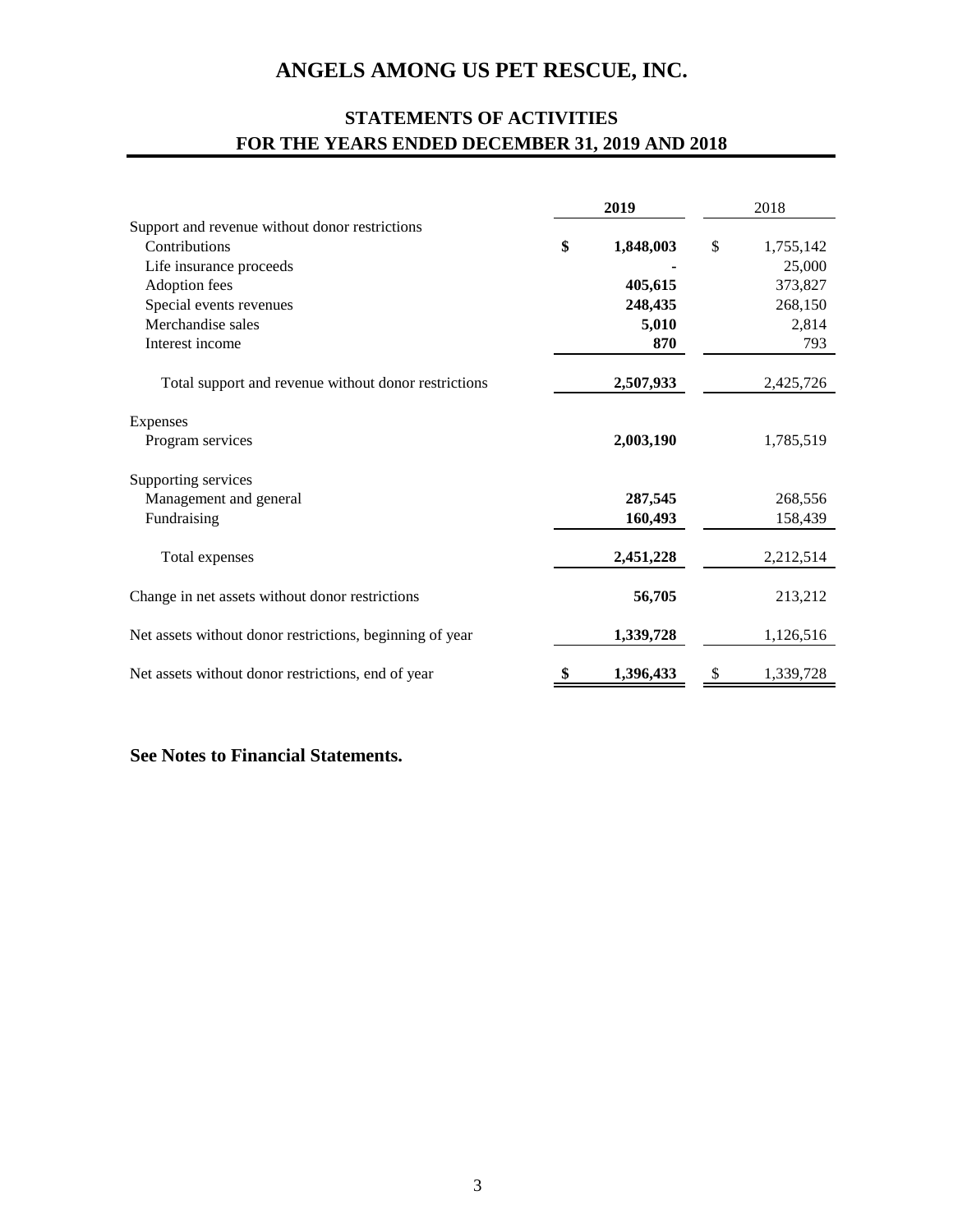# ANGELS AMONG US PET RESCUE, INC.

## STATEMENTS OF ACTIVITIES
## FOR THE YEARS ENDED DECEMBER 31, 2019 AND 2018

| | **2019** | 2018 |
|---|---|---|
| Support and revenue without donor restrictions | | |
| Contributions | **$ 1,848,003** | $ 1,755,142 |
| Life insurance proceeds | **-** | 25,000 |
| Adoption fees | **405,615** | 373,827 |
| Special events revenues | **248,435** | 268,150 |
| Merchandise sales | **5,010** | 2,814 |
| Interest income | **870** | 793 |
| Total support and revenue without donor restrictions | **2,507,933** | 2,425,726 |
| Expenses | | |
| Program services | **2,003,190** | 1,785,519 |
| Supporting services | | |
| Management and general | **287,545** | 268,556 |
| Fundraising | **160,493** | 158,439 |
| Total expenses | **2,451,228** | 2,212,514 |
| Change in net assets without donor restrictions | **56,705** | 213,212 |
| Net assets without donor restrictions, beginning of year | **1,339,728** | 1,126,516 |
| Net assets without donor restrictions, end of year | **$ 1,396,433** | $ 1,339,728 |

**See Notes to Financial Statements.**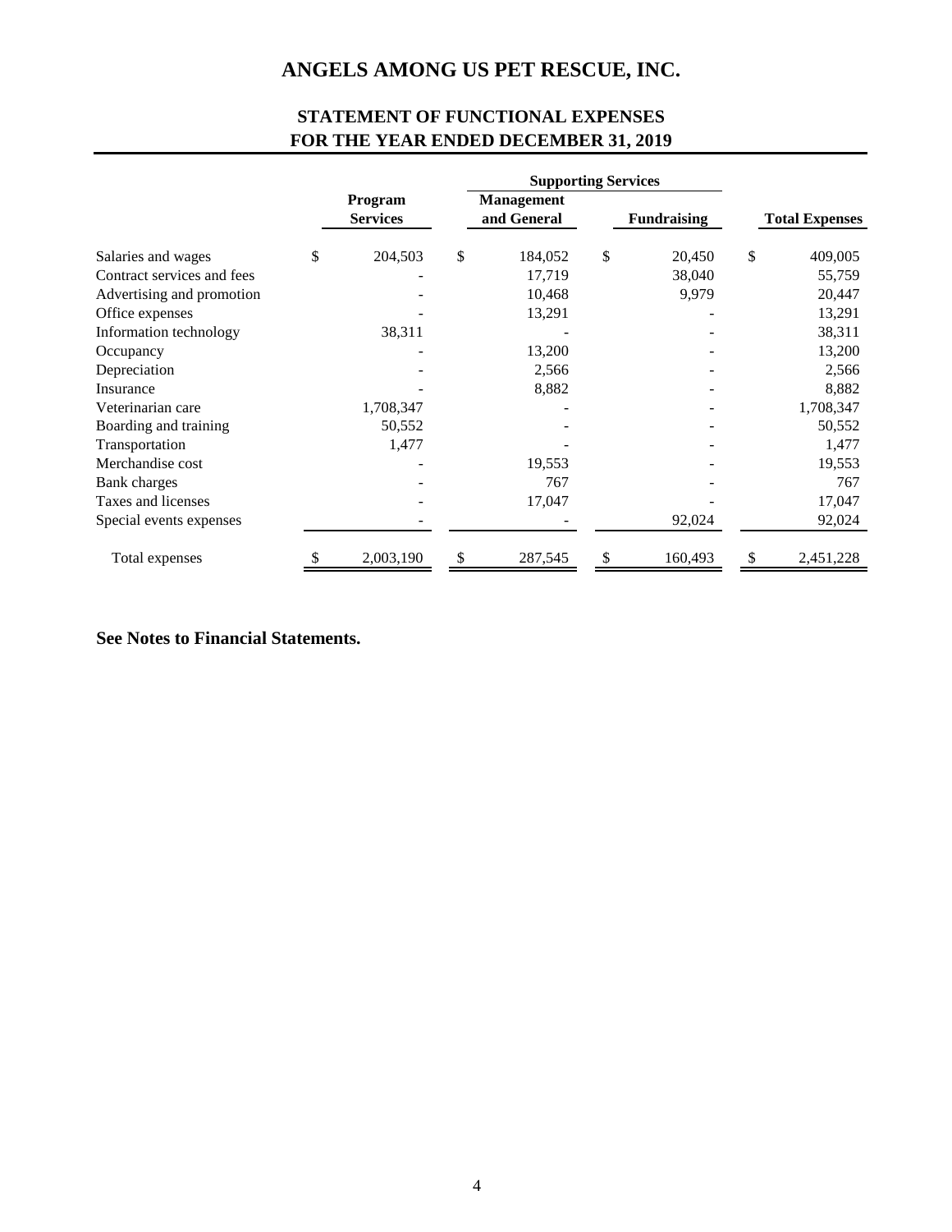# ANGELS AMONG US PET RESCUE, INC.

## STATEMENT OF FUNCTIONAL EXPENSES
## FOR THE YEAR ENDED DECEMBER 31, 2019

| | Program Services | Supporting Services | | Total Expenses |
|---|---|---|---|---|
| | | Management and General | Fundraising | |
| Salaries and wages | $ 204,503 | $ 184,052 | $ 20,450 | $ 409,005 |
| Contract services and fees | - | 17,719 | 38,040 | 55,759 |
| Advertising and promotion | - | 10,468 | 9,979 | 20,447 |
| Office expenses | - | 13,291 | - | 13,291 |
| Information technology | 38,311 | - | - | 38,311 |
| Occupancy | - | 13,200 | - | 13,200 |
| Depreciation | - | 2,566 | - | 2,566 |
| Insurance | - | 8,882 | - | 8,882 |
| Veterinarian care | 1,708,347 | - | - | 1,708,347 |
| Boarding and training | 50,552 | - | - | 50,552 |
| Transportation | 1,477 | - | - | 1,477 |
| Merchandise cost | - | 19,553 | - | 19,553 |
| Bank charges | - | 767 | - | 767 |
| Taxes and licenses | - | 17,047 | - | 17,047 |
| Special events expenses | - | - | 92,024 | 92,024 |
| Total expenses | $ 2,003,190 | $ 287,545 | $ 160,493 | $ 2,451,228 |

**See Notes to Financial Statements.**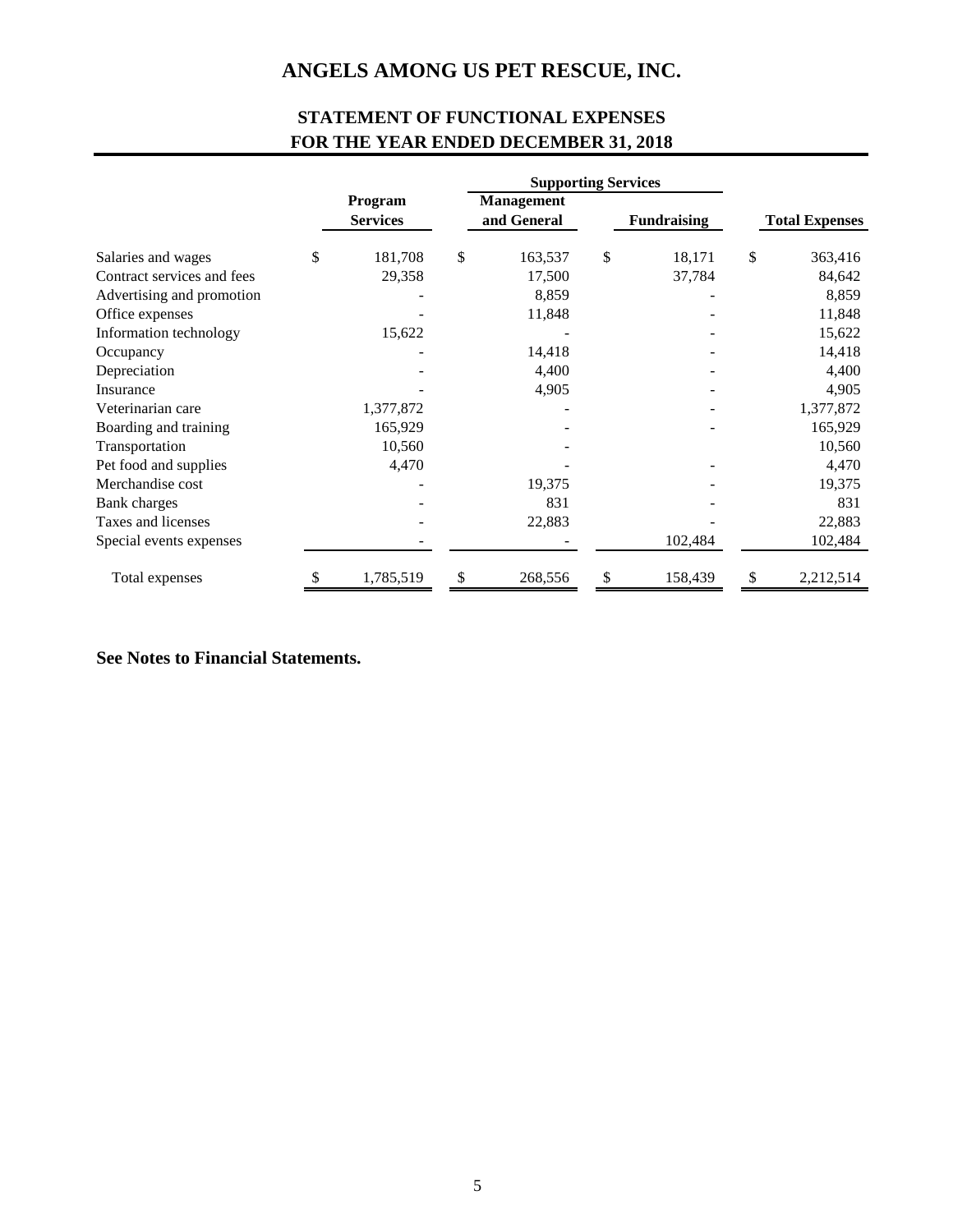# ANGELS AMONG US PET RESCUE, INC.

## STATEMENT OF FUNCTIONAL EXPENSES
## FOR THE YEAR ENDED DECEMBER 31, 2018

| | Program Services | Supporting Services | | Total Expenses |
|---|---|---|---|---|
| | | Management and General | Fundraising | |
| Salaries and wages | $ 181,708 | $ 163,537 | $ 18,171 | $ 363,416 |
| Contract services and fees | 29,358 | 17,500 | 37,784 | 84,642 |
| Advertising and promotion | - | 8,859 | - | 8,859 |
| Office expenses | - | 11,848 | - | 11,848 |
| Information technology | 15,622 | - | - | 15,622 |
| Occupancy | - | 14,418 | - | 14,418 |
| Depreciation | - | 4,400 | - | 4,400 |
| Insurance | - | 4,905 | - | 4,905 |
| Veterinarian care | 1,377,872 | - | - | 1,377,872 |
| Boarding and training | 165,929 | - | - | 165,929 |
| Transportation | 10,560 | - | | 10,560 |
| Pet food and supplies | 4,470 | - | - | 4,470 |
| Merchandise cost | - | 19,375 | - | 19,375 |
| Bank charges | - | 831 | - | 831 |
| Taxes and licenses | - | 22,883 | - | 22,883 |
| Special events expenses | - | - | 102,484 | 102,484 |
| Total expenses | $ 1,785,519 | $ 268,556 | $ 158,439 | $ 2,212,514 |

**See Notes to Financial Statements.**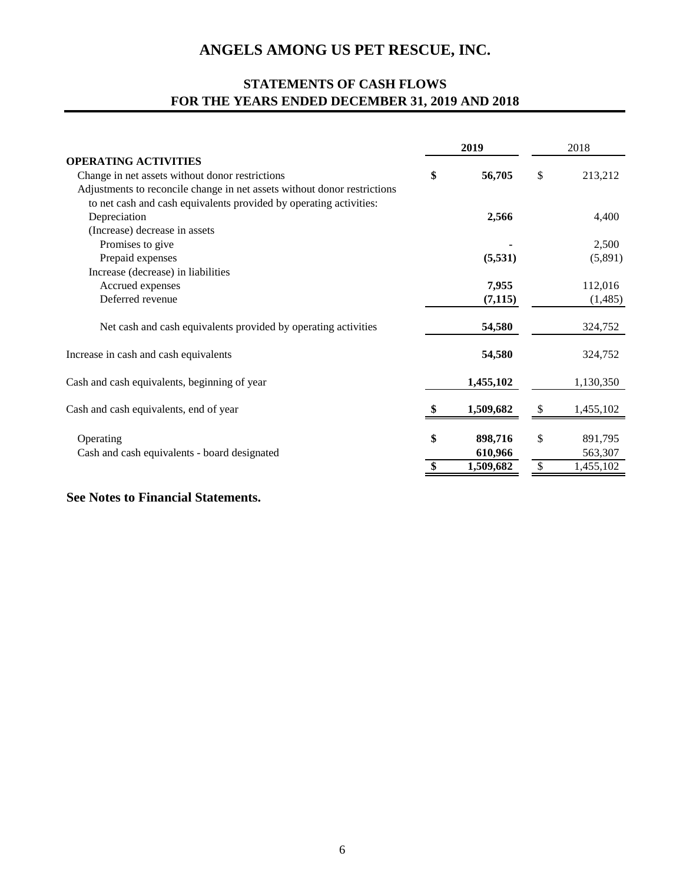# ANGELS AMONG US PET RESCUE, INC.

## STATEMENTS OF CASH FLOWS
## FOR THE YEARS ENDED DECEMBER 31, 2019 AND 2018

| | **2019** | 2018 |
|---|---|---|
| **OPERATING ACTIVITIES** | | |
| Change in net assets without donor restrictions | **$ 56,705** | $ 213,212 |
| Adjustments to reconcile change in net assets without donor restrictions to net cash and cash equivalents provided by operating activities: | | |
| Depreciation | **2,566** | 4,400 |
| (Increase) decrease in assets | | |
| Promises to give | **-** | 2,500 |
| Prepaid expenses | **(5,531)** | (5,891) |
| Increase (decrease) in liabilities | | |
| Accrued expenses | **7,955** | 112,016 |
| Deferred revenue | **(7,115)** | (1,485) |
| Net cash and cash equivalents provided by operating activities | **54,580** | 324,752 |
| Increase in cash and cash equivalents | **54,580** | 324,752 |
| Cash and cash equivalents, beginning of year | **1,455,102** | 1,130,350 |
| Cash and cash equivalents, end of year | **$ 1,509,682** | $ 1,455,102 |
| Operating | **$ 898,716** | $ 891,795 |
| Cash and cash equivalents - board designated | **610,966** | 563,307 |
| | **$ 1,509,682** | $ 1,455,102 |

**See Notes to Financial Statements.**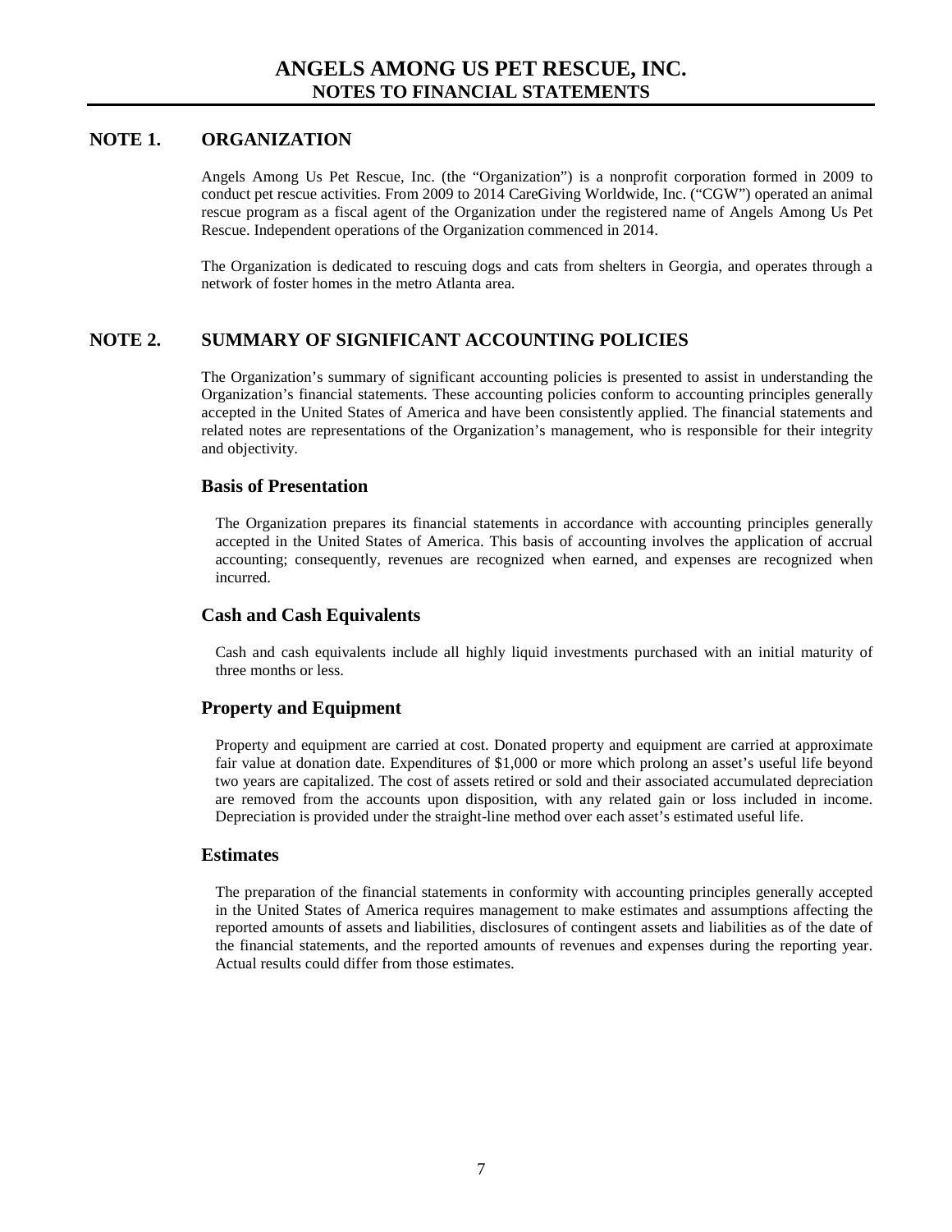# ANGELS AMONG US PET RESCUE, INC.
## NOTES TO FINANCIAL STATEMENTS

## NOTE 1. ORGANIZATION

Angels Among Us Pet Rescue, Inc. (the "Organization") is a nonprofit corporation formed in 2009 to conduct pet rescue activities. From 2009 to 2014 CareGiving Worldwide, Inc. ("CGW") operated an animal rescue program as a fiscal agent of the Organization under the registered name of Angels Among Us Pet Rescue. Independent operations of the Organization commenced in 2014.

The Organization is dedicated to rescuing dogs and cats from shelters in Georgia, and operates through a network of foster homes in the metro Atlanta area.

## NOTE 2. SUMMARY OF SIGNIFICANT ACCOUNTING POLICIES

The Organization's summary of significant accounting policies is presented to assist in understanding the Organization's financial statements. These accounting policies conform to accounting principles generally accepted in the United States of America and have been consistently applied. The financial statements and related notes are representations of the Organization's management, who is responsible for their integrity and objectivity.

### Basis of Presentation

The Organization prepares its financial statements in accordance with accounting principles generally accepted in the United States of America. This basis of accounting involves the application of accrual accounting; consequently, revenues are recognized when earned, and expenses are recognized when incurred.

### Cash and Cash Equivalents

Cash and cash equivalents include all highly liquid investments purchased with an initial maturity of three months or less.

### Property and Equipment

Property and equipment are carried at cost. Donated property and equipment are carried at approximate fair value at donation date. Expenditures of $1,000 or more which prolong an asset's useful life beyond two years are capitalized. The cost of assets retired or sold and their associated accumulated depreciation are removed from the accounts upon disposition, with any related gain or loss included in income. Depreciation is provided under the straight-line method over each asset's estimated useful life.

### Estimates

The preparation of the financial statements in conformity with accounting principles generally accepted in the United States of America requires management to make estimates and assumptions affecting the reported amounts of assets and liabilities, disclosures of contingent assets and liabilities as of the date of the financial statements, and the reported amounts of revenues and expenses during the reporting year. Actual results could differ from those estimates.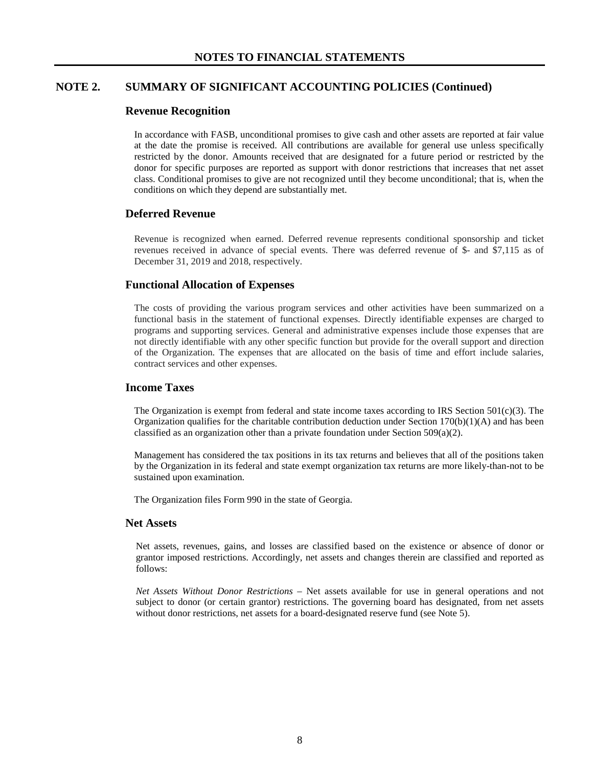## NOTES TO FINANCIAL STATEMENTS

## NOTE 2. SUMMARY OF SIGNIFICANT ACCOUNTING POLICIES (Continued)

### Revenue Recognition

In accordance with FASB, unconditional promises to give cash and other assets are reported at fair value at the date the promise is received. All contributions are available for general use unless specifically restricted by the donor. Amounts received that are designated for a future period or restricted by the donor for specific purposes are reported as support with donor restrictions that increases that net asset class. Conditional promises to give are not recognized until they become unconditional; that is, when the conditions on which they depend are substantially met.

### Deferred Revenue

Revenue is recognized when earned. Deferred revenue represents conditional sponsorship and ticket revenues received in advance of special events. There was deferred revenue of $- and $7,115 as of December 31, 2019 and 2018, respectively.

### Functional Allocation of Expenses

The costs of providing the various program services and other activities have been summarized on a functional basis in the statement of functional expenses. Directly identifiable expenses are charged to programs and supporting services. General and administrative expenses include those expenses that are not directly identifiable with any other specific function but provide for the overall support and direction of the Organization. The expenses that are allocated on the basis of time and effort include salaries, contract services and other expenses.

### Income Taxes

The Organization is exempt from federal and state income taxes according to IRS Section 501(c)(3). The Organization qualifies for the charitable contribution deduction under Section 170(b)(1)(A) and has been classified as an organization other than a private foundation under Section 509(a)(2).

Management has considered the tax positions in its tax returns and believes that all of the positions taken by the Organization in its federal and state exempt organization tax returns are more likely-than-not to be sustained upon examination.

The Organization files Form 990 in the state of Georgia.

### Net Assets

Net assets, revenues, gains, and losses are classified based on the existence or absence of donor or grantor imposed restrictions. Accordingly, net assets and changes therein are classified and reported as follows:

*Net Assets Without Donor Restrictions* – Net assets available for use in general operations and not subject to donor (or certain grantor) restrictions. The governing board has designated, from net assets without donor restrictions, net assets for a board-designated reserve fund (see Note 5).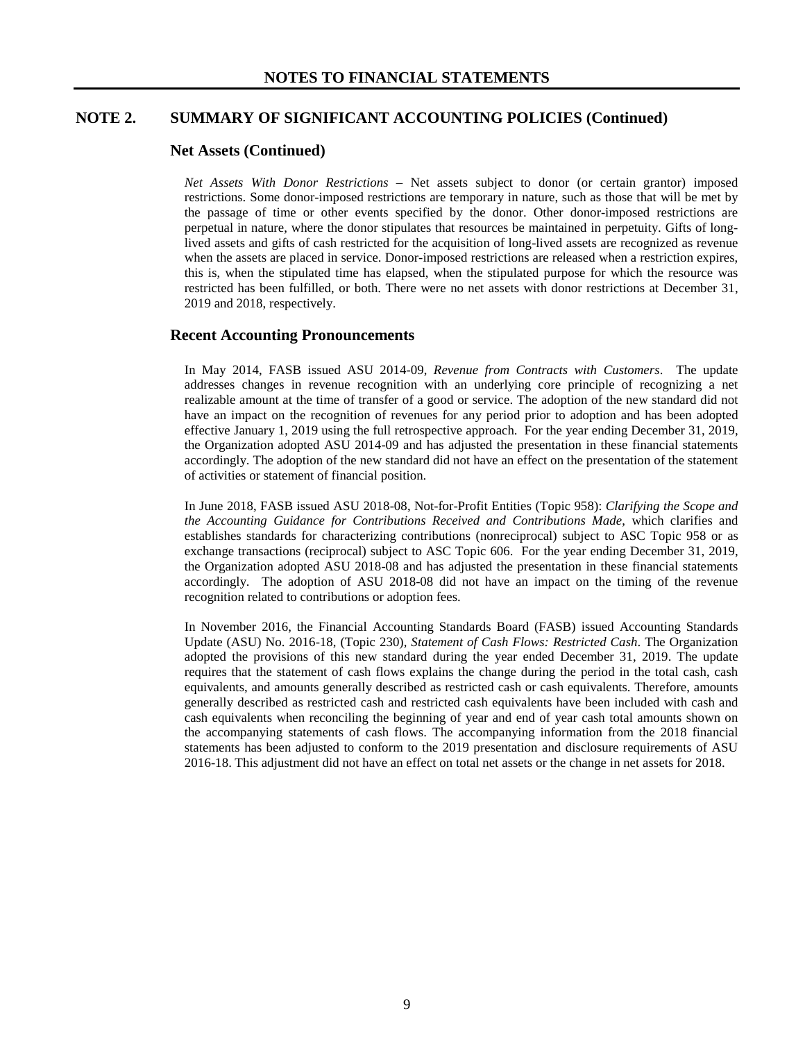# NOTES TO FINANCIAL STATEMENTS

## NOTE 2. SUMMARY OF SIGNIFICANT ACCOUNTING POLICIES (Continued)

### Net Assets (Continued)

*Net Assets With Donor Restrictions* – Net assets subject to donor (or certain grantor) imposed restrictions. Some donor-imposed restrictions are temporary in nature, such as those that will be met by the passage of time or other events specified by the donor. Other donor-imposed restrictions are perpetual in nature, where the donor stipulates that resources be maintained in perpetuity. Gifts of long-lived assets and gifts of cash restricted for the acquisition of long-lived assets are recognized as revenue when the assets are placed in service. Donor-imposed restrictions are released when a restriction expires, this is, when the stipulated time has elapsed, when the stipulated purpose for which the resource was restricted has been fulfilled, or both. There were no net assets with donor restrictions at December 31, 2019 and 2018, respectively.

### Recent Accounting Pronouncements

In May 2014, FASB issued ASU 2014-09, *Revenue from Contracts with Customers*. The update addresses changes in revenue recognition with an underlying core principle of recognizing a net realizable amount at the time of transfer of a good or service. The adoption of the new standard did not have an impact on the recognition of revenues for any period prior to adoption and has been adopted effective January 1, 2019 using the full retrospective approach. For the year ending December 31, 2019, the Organization adopted ASU 2014-09 and has adjusted the presentation in these financial statements accordingly. The adoption of the new standard did not have an effect on the presentation of the statement of activities or statement of financial position.

In June 2018, FASB issued ASU 2018-08, Not-for-Profit Entities (Topic 958): *Clarifying the Scope and the Accounting Guidance for Contributions Received and Contributions Made*, which clarifies and establishes standards for characterizing contributions (nonreciprocal) subject to ASC Topic 958 or as exchange transactions (reciprocal) subject to ASC Topic 606. For the year ending December 31, 2019, the Organization adopted ASU 2018-08 and has adjusted the presentation in these financial statements accordingly. The adoption of ASU 2018-08 did not have an impact on the timing of the revenue recognition related to contributions or adoption fees.

In November 2016, the Financial Accounting Standards Board (FASB) issued Accounting Standards Update (ASU) No. 2016-18, (Topic 230), *Statement of Cash Flows: Restricted Cash*. The Organization adopted the provisions of this new standard during the year ended December 31, 2019. The update requires that the statement of cash flows explains the change during the period in the total cash, cash equivalents, and amounts generally described as restricted cash or cash equivalents. Therefore, amounts generally described as restricted cash and restricted cash equivalents have been included with cash and cash equivalents when reconciling the beginning of year and end of year cash total amounts shown on the accompanying statements of cash flows. The accompanying information from the 2018 financial statements has been adjusted to conform to the 2019 presentation and disclosure requirements of ASU 2016-18. This adjustment did not have an effect on total net assets or the change in net assets for 2018.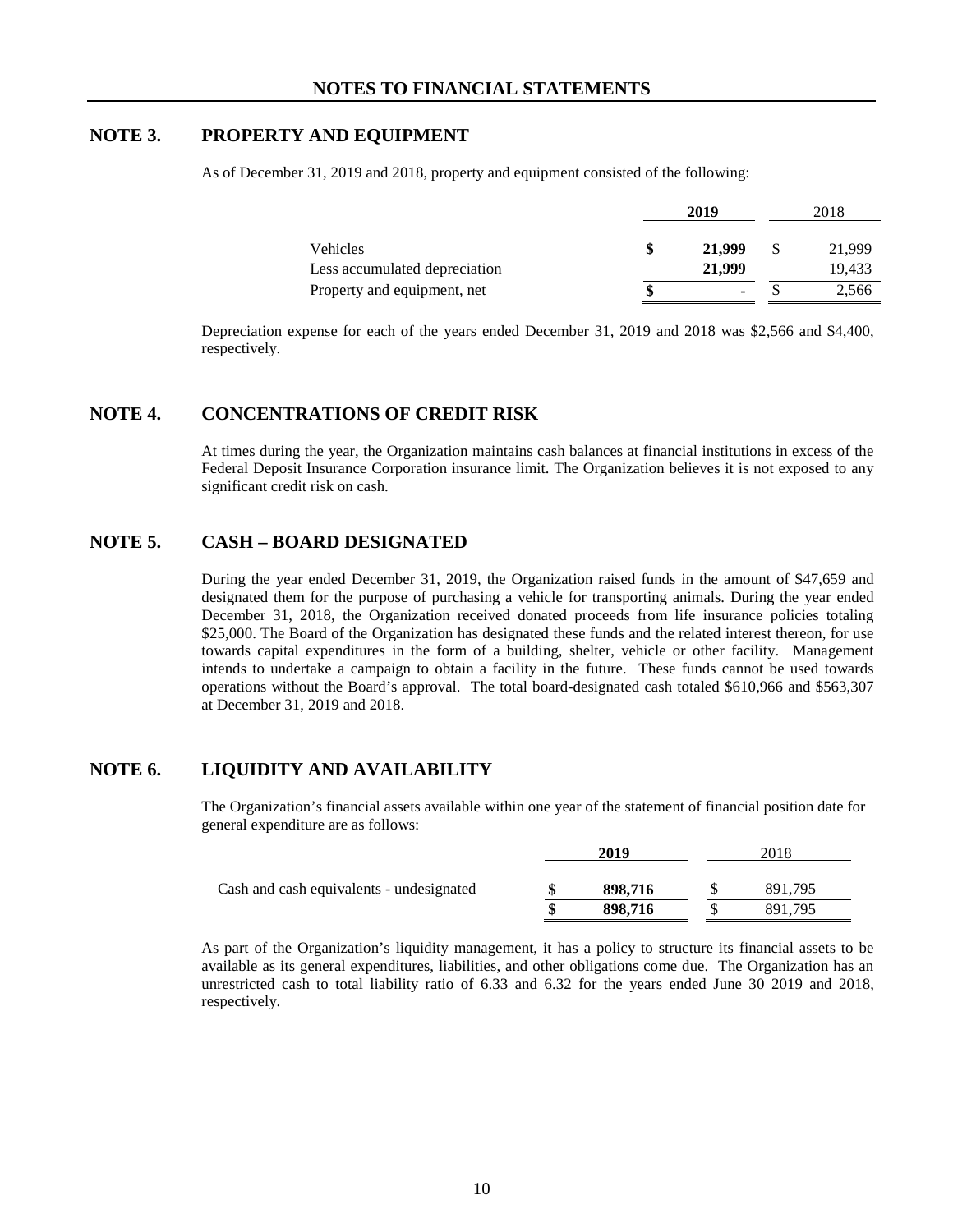# NOTES TO FINANCIAL STATEMENTS

## NOTE 3. PROPERTY AND EQUIPMENT

As of December 31, 2019 and 2018, property and equipment consisted of the following:

| | 2019 | 2018 |
|---|---|---|
| Vehicles | $ 21,999 | $ 21,999 |
| Less accumulated depreciation | 21,999 | 19,433 |
| Property and equipment, net | $ - | $ 2,566 |

Depreciation expense for each of the years ended December 31, 2019 and 2018 was $2,566 and $4,400, respectively.

## NOTE 4. CONCENTRATIONS OF CREDIT RISK

At times during the year, the Organization maintains cash balances at financial institutions in excess of the Federal Deposit Insurance Corporation insurance limit. The Organization believes it is not exposed to any significant credit risk on cash.

## NOTE 5. CASH – BOARD DESIGNATED

During the year ended December 31, 2019, the Organization raised funds in the amount of $47,659 and designated them for the purpose of purchasing a vehicle for transporting animals. During the year ended December 31, 2018, the Organization received donated proceeds from life insurance policies totaling $25,000. The Board of the Organization has designated these funds and the related interest thereon, for use towards capital expenditures in the form of a building, shelter, vehicle or other facility. Management intends to undertake a campaign to obtain a facility in the future. These funds cannot be used towards operations without the Board's approval. The total board-designated cash totaled $610,966 and $563,307 at December 31, 2019 and 2018.

## NOTE 6. LIQUIDITY AND AVAILABILITY

The Organization's financial assets available within one year of the statement of financial position date for general expenditure are as follows:

| | 2019 | 2018 |
|---|---|---|
| Cash and cash equivalents - undesignated | $ 898,716 | $ 891,795 |
| | $ 898,716 | $ 891,795 |

As part of the Organization's liquidity management, it has a policy to structure its financial assets to be available as its general expenditures, liabilities, and other obligations come due. The Organization has an unrestricted cash to total liability ratio of 6.33 and 6.32 for the years ended June 30 2019 and 2018, respectively.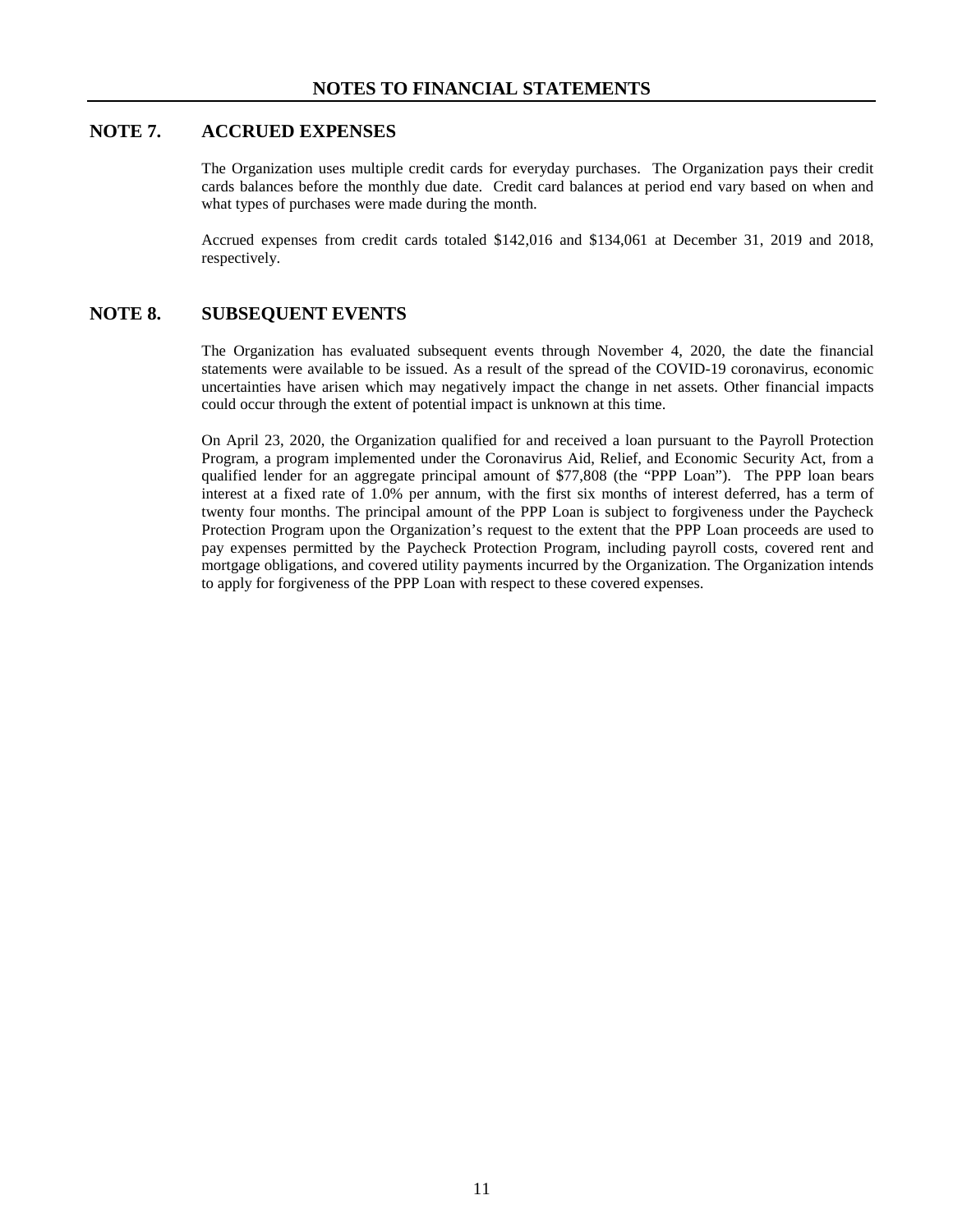## NOTES TO FINANCIAL STATEMENTS

### NOTE 7. ACCRUED EXPENSES

The Organization uses multiple credit cards for everyday purchases. The Organization pays their credit cards balances before the monthly due date. Credit card balances at period end vary based on when and what types of purchases were made during the month.

Accrued expenses from credit cards totaled $142,016 and $134,061 at December 31, 2019 and 2018, respectively.

### NOTE 8. SUBSEQUENT EVENTS

The Organization has evaluated subsequent events through November 4, 2020, the date the financial statements were available to be issued. As a result of the spread of the COVID-19 coronavirus, economic uncertainties have arisen which may negatively impact the change in net assets. Other financial impacts could occur through the extent of potential impact is unknown at this time.

On April 23, 2020, the Organization qualified for and received a loan pursuant to the Payroll Protection Program, a program implemented under the Coronavirus Aid, Relief, and Economic Security Act, from a qualified lender for an aggregate principal amount of $77,808 (the "PPP Loan"). The PPP loan bears interest at a fixed rate of 1.0% per annum, with the first six months of interest deferred, has a term of twenty four months. The principal amount of the PPP Loan is subject to forgiveness under the Paycheck Protection Program upon the Organization's request to the extent that the PPP Loan proceeds are used to pay expenses permitted by the Paycheck Protection Program, including payroll costs, covered rent and mortgage obligations, and covered utility payments incurred by the Organization. The Organization intends to apply for forgiveness of the PPP Loan with respect to these covered expenses.